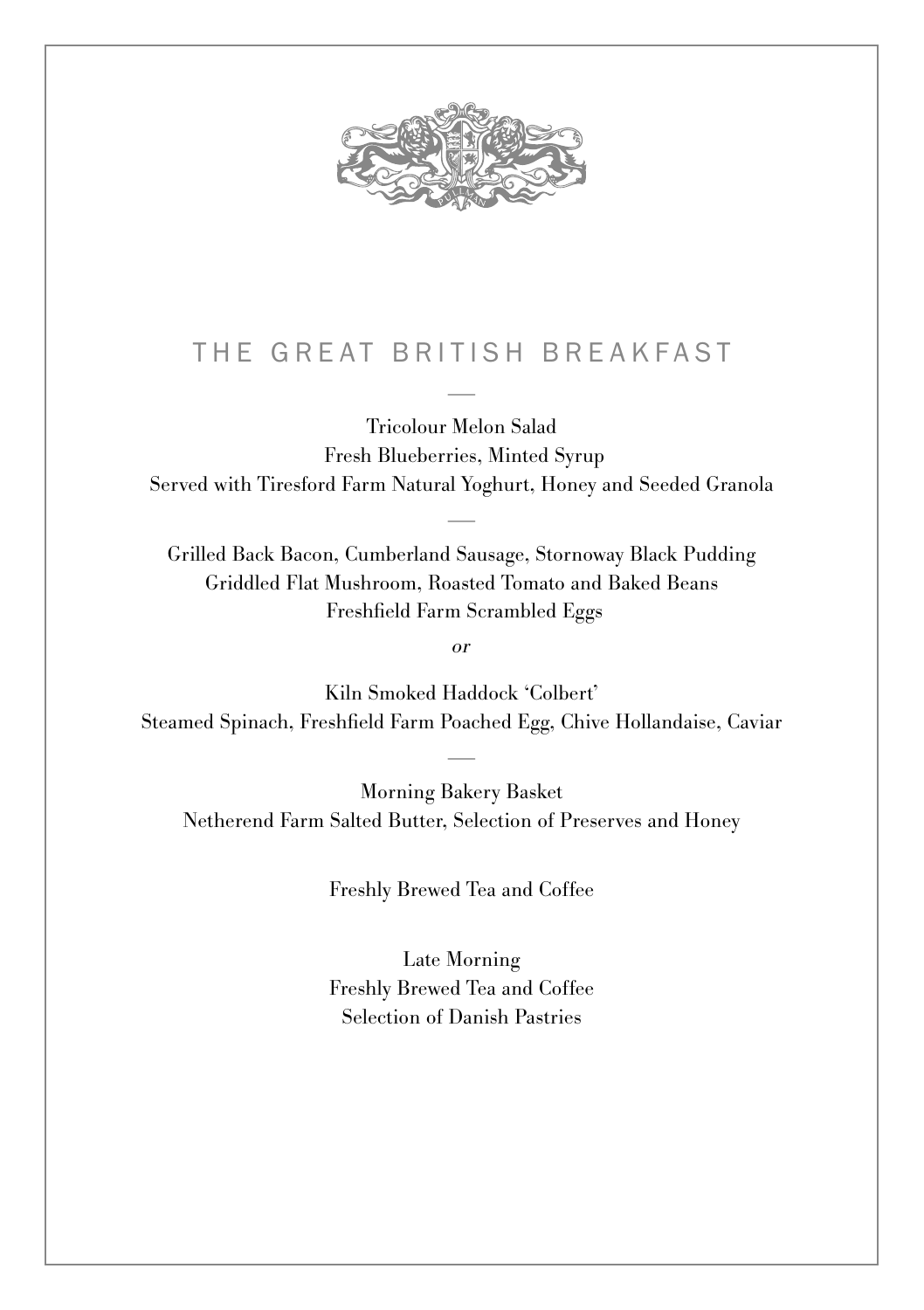# THE GREAT BRITISH BREAKFAST

—

Tricolour Melon Salad
Fresh Blueberries, Minted Syrup
Served with Tiresford Farm Natural Yoghurt, Honey and Seeded Granola

—

Grilled Back Bacon, Cumberland Sausage, Stornoway Black Pudding
Griddled Flat Mushroom, Roasted Tomato and Baked Beans
Freshfield Farm Scrambled Eggs

*or*

Kiln Smoked Haddock 'Colbert'
Steamed Spinach, Freshfield Farm Poached Egg, Chive Hollandaise, Caviar

—

Morning Bakery Basket
Netherend Farm Salted Butter, Selection of Preserves and Honey

Freshly Brewed Tea and Coffee

Late Morning
Freshly Brewed Tea and Coffee
Selection of Danish Pastries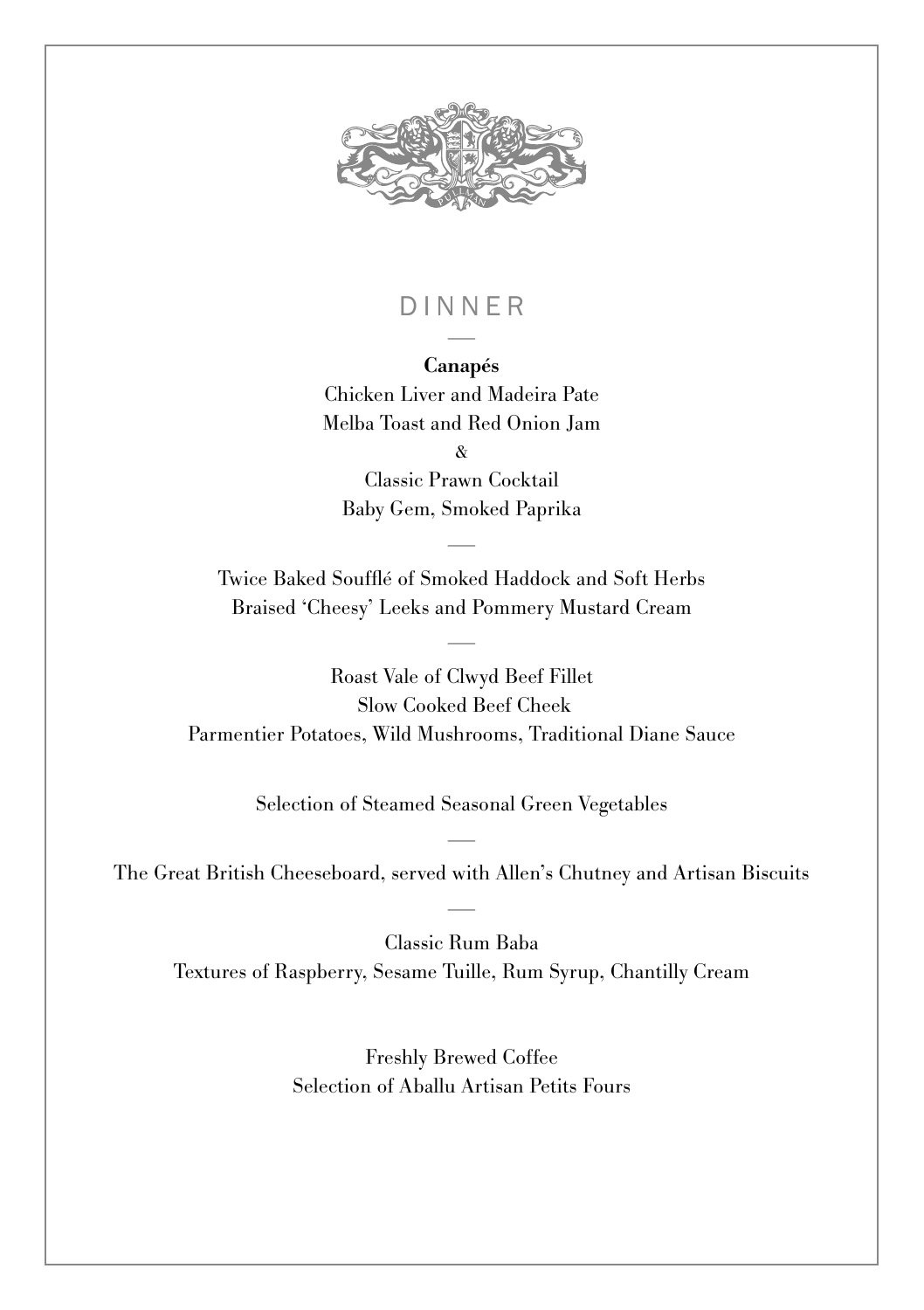# DINNER

—

**Canapés**

Chicken Liver and Madeira Pate

Melba Toast and Red Onion Jam

&

Classic Prawn Cocktail

Baby Gem, Smoked Paprika

—

Twice Baked Soufflé of Smoked Haddock and Soft Herbs

Braised 'Cheesy' Leeks and Pommery Mustard Cream

—

Roast Vale of Clwyd Beef Fillet

Slow Cooked Beef Cheek

Parmentier Potatoes, Wild Mushrooms, Traditional Diane Sauce

Selection of Steamed Seasonal Green Vegetables

—

The Great British Cheeseboard, served with Allen's Chutney and Artisan Biscuits

—

Classic Rum Baba

Textures of Raspberry, Sesame Tuille, Rum Syrup, Chantilly Cream

Freshly Brewed Coffee

Selection of Aballu Artisan Petits Fours